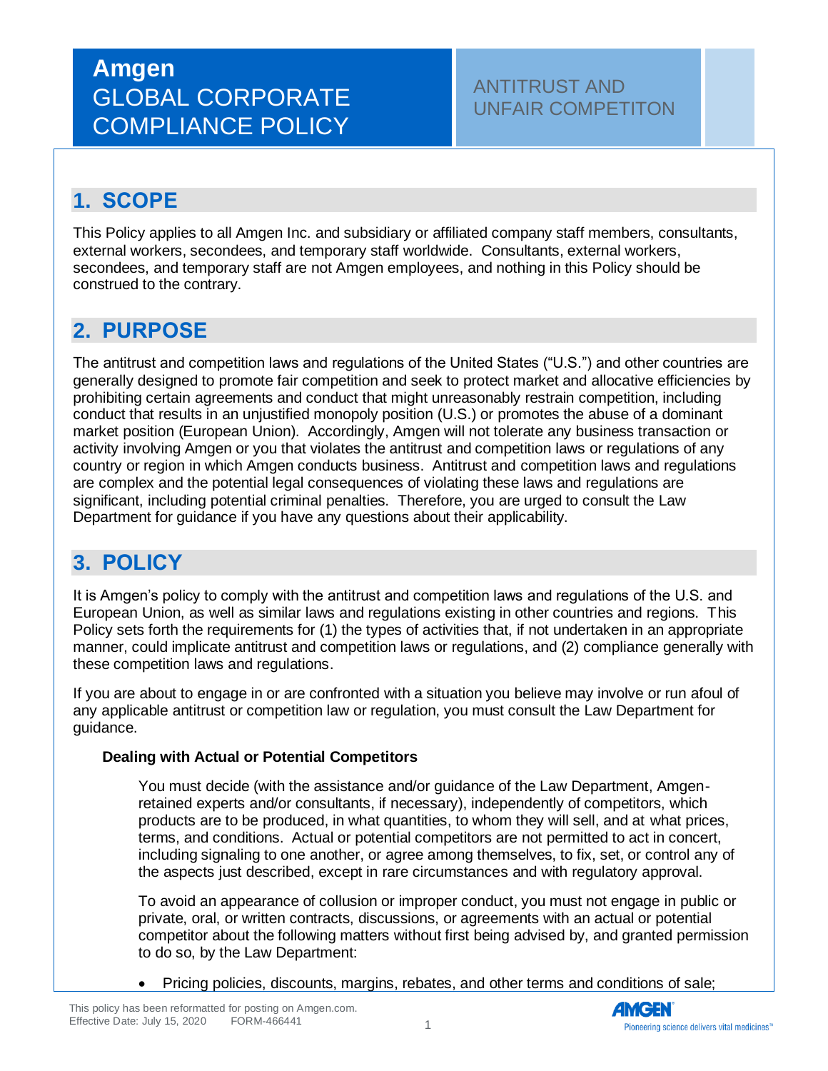# Amgen GLOBAL CORPORATE COMPLIANCE POLICY

## ANTITRUST AND UNFAIR COMPETITON

## 1. SCOPE

This Policy applies to all Amgen Inc. and subsidiary or affiliated company staff members, consultants, external workers, secondees, and temporary staff worldwide. Consultants, external workers, secondees, and temporary staff are not Amgen employees, and nothing in this Policy should be construed to the contrary.

## 2. PURPOSE

The antitrust and competition laws and regulations of the United States ("U.S.") and other countries are generally designed to promote fair competition and seek to protect market and allocative efficiencies by prohibiting certain agreements and conduct that might unreasonably restrain competition, including conduct that results in an unjustified monopoly position (U.S.) or promotes the abuse of a dominant market position (European Union). Accordingly, Amgen will not tolerate any business transaction or activity involving Amgen or you that violates the antitrust and competition laws or regulations of any country or region in which Amgen conducts business. Antitrust and competition laws and regulations are complex and the potential legal consequences of violating these laws and regulations are significant, including potential criminal penalties. Therefore, you are urged to consult the Law Department for guidance if you have any questions about their applicability.

## 3. POLICY

It is Amgen's policy to comply with the antitrust and competition laws and regulations of the U.S. and European Union, as well as similar laws and regulations existing in other countries and regions. This Policy sets forth the requirements for (1) the types of activities that, if not undertaken in an appropriate manner, could implicate antitrust and competition laws or regulations, and (2) compliance generally with these competition laws and regulations.

If you are about to engage in or are confronted with a situation you believe may involve or run afoul of any applicable antitrust or competition law or regulation, you must consult the Law Department for guidance.

### Dealing with Actual or Potential Competitors

You must decide (with the assistance and/or guidance of the Law Department, Amgen-retained experts and/or consultants, if necessary), independently of competitors, which products are to be produced, in what quantities, to whom they will sell, and at what prices, terms, and conditions. Actual or potential competitors are not permitted to act in concert, including signaling to one another, or agree among themselves, to fix, set, or control any of the aspects just described, except in rare circumstances and with regulatory approval.

To avoid an appearance of collusion or improper conduct, you must not engage in public or private, oral, or written contracts, discussions, or agreements with an actual or potential competitor about the following matters without first being advised by, and granted permission to do so, by the Law Department:

- Pricing policies, discounts, margins, rebates, and other terms and conditions of sale;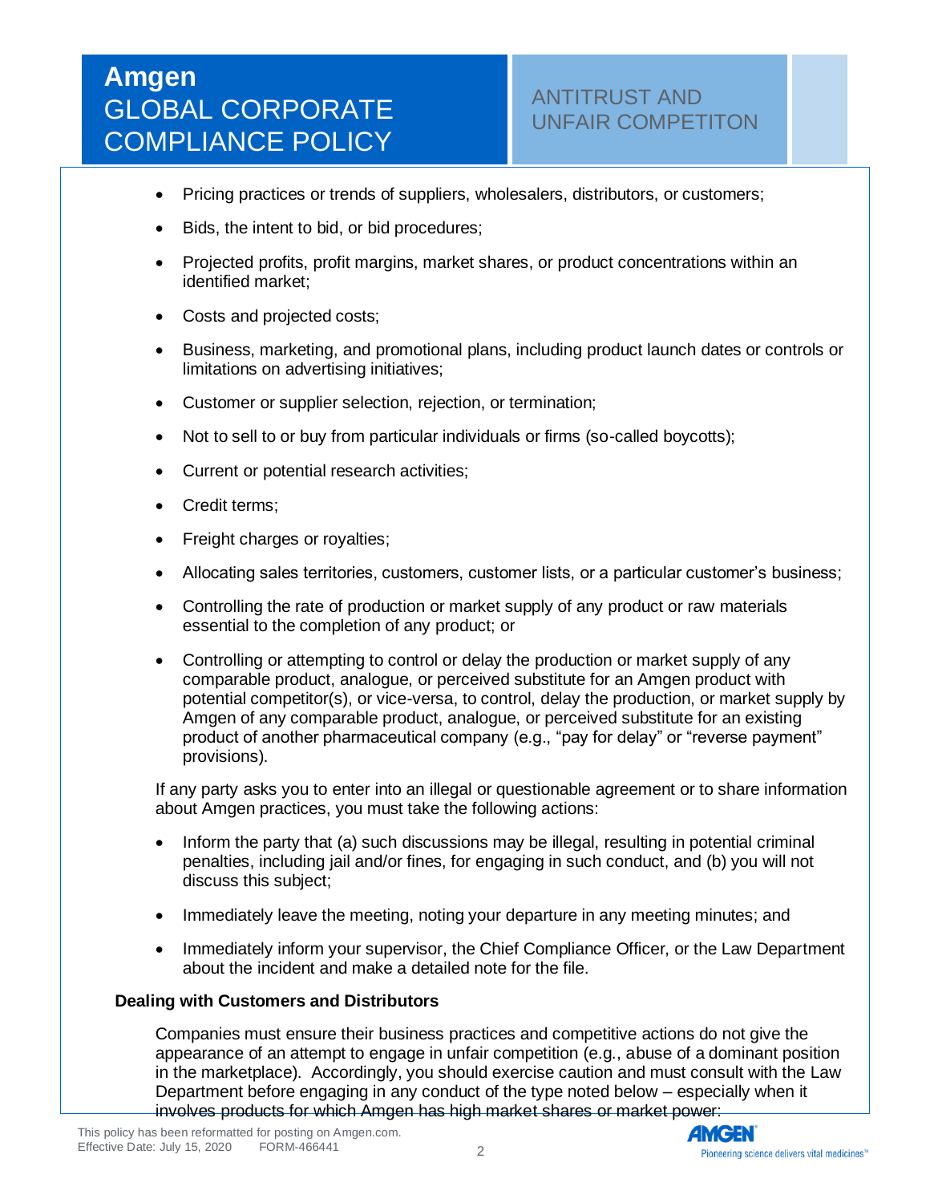- Pricing practices or trends of suppliers, wholesalers, distributors, or customers;
- Bids, the intent to bid, or bid procedures;
- Projected profits, profit margins, market shares, or product concentrations within an identified market;
- Costs and projected costs;
- Business, marketing, and promotional plans, including product launch dates or controls or limitations on advertising initiatives;
- Customer or supplier selection, rejection, or termination;
- Not to sell to or buy from particular individuals or firms (so-called boycotts);
- Current or potential research activities;
- Credit terms;
- Freight charges or royalties;
- Allocating sales territories, customers, customer lists, or a particular customer's business;
- Controlling the rate of production or market supply of any product or raw materials essential to the completion of any product; or
- Controlling or attempting to control or delay the production or market supply of any comparable product, analogue, or perceived substitute for an Amgen product with potential competitor(s), or vice-versa, to control, delay the production, or market supply by Amgen of any comparable product, analogue, or perceived substitute for an existing product of another pharmaceutical company (e.g., "pay for delay" or "reverse payment" provisions).

If any party asks you to enter into an illegal or questionable agreement or to share information about Amgen practices, you must take the following actions:

- Inform the party that (a) such discussions may be illegal, resulting in potential criminal penalties, including jail and/or fines, for engaging in such conduct, and (b) you will not discuss this subject;
- Immediately leave the meeting, noting your departure in any meeting minutes; and
- Immediately inform your supervisor, the Chief Compliance Officer, or the Law Department about the incident and make a detailed note for the file.

**Dealing with Customers and Distributors**

Companies must ensure their business practices and competitive actions do not give the appearance of an attempt to engage in unfair competition (e.g., abuse of a dominant position in the marketplace). Accordingly, you should exercise caution and must consult with the Law Department before engaging in any conduct of the type noted below – especially when it involves products for which Amgen has high market shares or market power: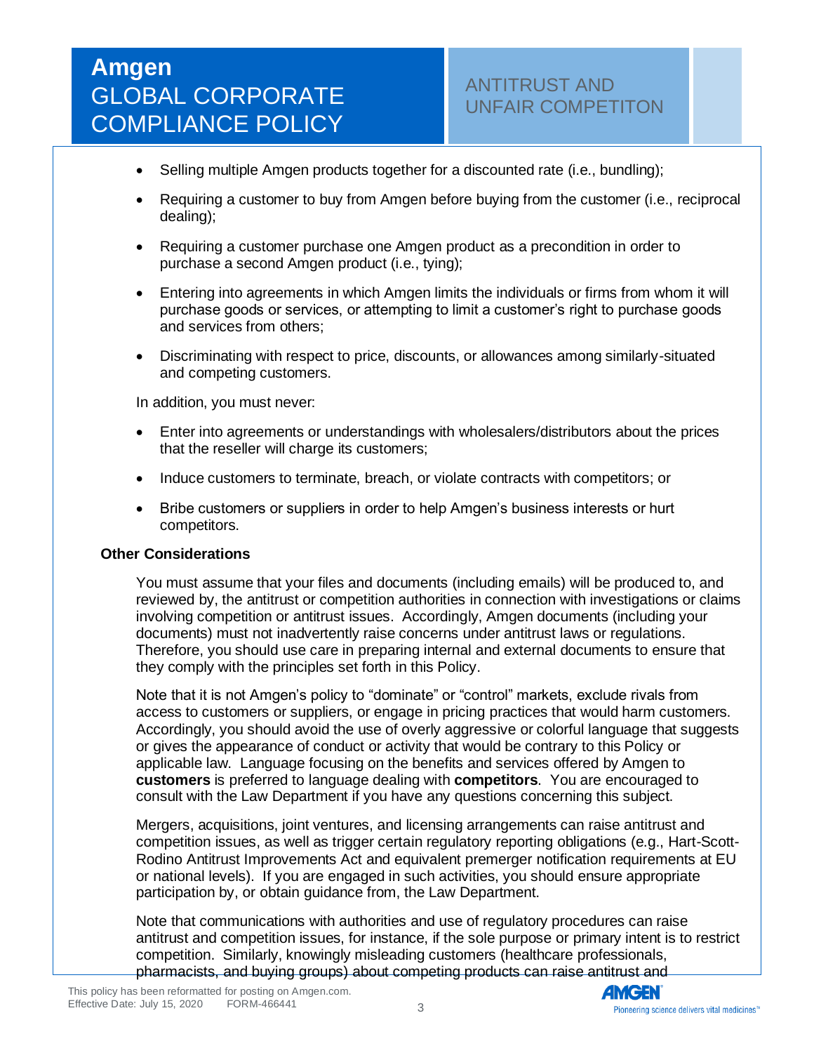- Selling multiple Amgen products together for a discounted rate (i.e., bundling);
- Requiring a customer to buy from Amgen before buying from the customer (i.e., reciprocal dealing);
- Requiring a customer purchase one Amgen product as a precondition in order to purchase a second Amgen product (i.e., tying);
- Entering into agreements in which Amgen limits the individuals or firms from whom it will purchase goods or services, or attempting to limit a customer's right to purchase goods and services from others;
- Discriminating with respect to price, discounts, or allowances among similarly-situated and competing customers.

In addition, you must never:

- Enter into agreements or understandings with wholesalers/distributors about the prices that the reseller will charge its customers;
- Induce customers to terminate, breach, or violate contracts with competitors; or
- Bribe customers or suppliers in order to help Amgen's business interests or hurt competitors.

**Other Considerations**

You must assume that your files and documents (including emails) will be produced to, and reviewed by, the antitrust or competition authorities in connection with investigations or claims involving competition or antitrust issues. Accordingly, Amgen documents (including your documents) must not inadvertently raise concerns under antitrust laws or regulations. Therefore, you should use care in preparing internal and external documents to ensure that they comply with the principles set forth in this Policy.

Note that it is not Amgen's policy to "dominate" or "control" markets, exclude rivals from access to customers or suppliers, or engage in pricing practices that would harm customers. Accordingly, you should avoid the use of overly aggressive or colorful language that suggests or gives the appearance of conduct or activity that would be contrary to this Policy or applicable law. Language focusing on the benefits and services offered by Amgen to **customers** is preferred to language dealing with **competitors**. You are encouraged to consult with the Law Department if you have any questions concerning this subject.

Mergers, acquisitions, joint ventures, and licensing arrangements can raise antitrust and competition issues, as well as trigger certain regulatory reporting obligations (e.g., Hart-Scott-Rodino Antitrust Improvements Act and equivalent premerger notification requirements at EU or national levels). If you are engaged in such activities, you should ensure appropriate participation by, or obtain guidance from, the Law Department.

Note that communications with authorities and use of regulatory procedures can raise antitrust and competition issues, for instance, if the sole purpose or primary intent is to restrict competition. Similarly, knowingly misleading customers (healthcare professionals, pharmacists, and buying groups) about competing products can raise antitrust and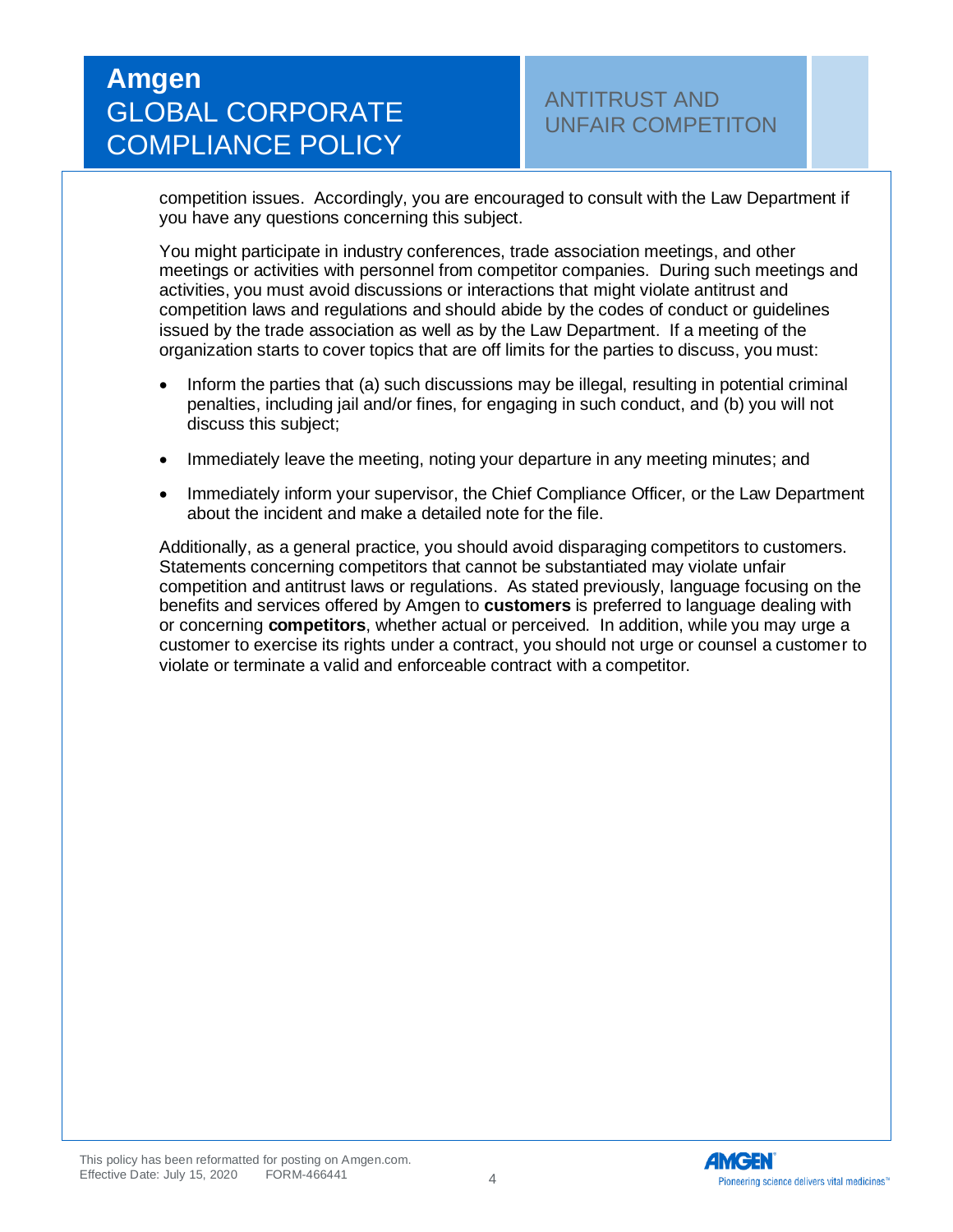competition issues. Accordingly, you are encouraged to consult with the Law Department if you have any questions concerning this subject.

You might participate in industry conferences, trade association meetings, and other meetings or activities with personnel from competitor companies. During such meetings and activities, you must avoid discussions or interactions that might violate antitrust and competition laws and regulations and should abide by the codes of conduct or guidelines issued by the trade association as well as by the Law Department. If a meeting of the organization starts to cover topics that are off limits for the parties to discuss, you must:

- Inform the parties that (a) such discussions may be illegal, resulting in potential criminal penalties, including jail and/or fines, for engaging in such conduct, and (b) you will not discuss this subject;
- Immediately leave the meeting, noting your departure in any meeting minutes; and
- Immediately inform your supervisor, the Chief Compliance Officer, or the Law Department about the incident and make a detailed note for the file.

Additionally, as a general practice, you should avoid disparaging competitors to customers. Statements concerning competitors that cannot be substantiated may violate unfair competition and antitrust laws or regulations. As stated previously, language focusing on the benefits and services offered by Amgen to **customers** is preferred to language dealing with or concerning **competitors**, whether actual or perceived. In addition, while you may urge a customer to exercise its rights under a contract, you should not urge or counsel a customer to violate or terminate a valid and enforceable contract with a competitor.